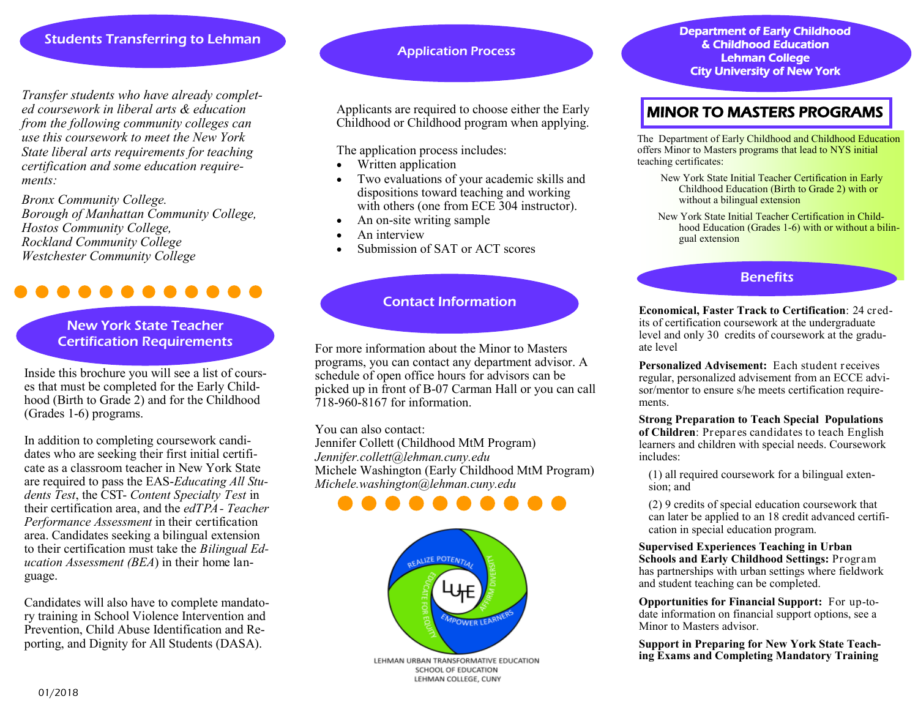## Students Transferring to Lehman

*Transfer students who have already completed coursework in liberal arts & education from the following community colleges can use this coursework to meet the New York State liberal arts requirements for teaching certification and some education requirements:*

*Bronx Community College.*
*Borough of Manhattan Community College,*
*Hostos Community College,*
*Rockland Community College*
*Westchester Community College*

## New York State Teacher Certification Requirements

Inside this brochure you will see a list of courses that must be completed for the Early Childhood (Birth to Grade 2) and for the Childhood (Grades 1-6) programs.

In addition to completing coursework candidates who are seeking their first initial certificate as a classroom teacher in New York State are required to pass the EAS-*Educating All Students Test*, the CST- *Content Specialty Test* in their certification area, and the *edTPA - Teacher Performance Assessment* in their certification area. Candidates seeking a bilingual extension to their certification must take the *Bilingual Education Assessment (BEA*) in their home language.

Candidates will also have to complete mandatory training in School Violence Intervention and Prevention, Child Abuse Identification and Reporting, and Dignity for All Students (DASA).

01/2018

## Application Process

Applicants are required to choose either the Early Childhood or Childhood program when applying.

The application process includes:

- Written application
- Two evaluations of your academic skills and dispositions toward teaching and working with others (one from ECE 304 instructor).
- An on-site writing sample
- An interview
- Submission of SAT or ACT scores

## Contact Information

For more information about the Minor to Masters programs, you can contact any department advisor. A schedule of open office hours for advisors can be picked up in front of B-07 Carman Hall or you can call 718-960-8167 for information.

You can also contact:
Jennifer Collett (Childhood MtM Program)
*Jennifer.collett@lehman.cuny.edu*
Michele Washington (Early Childhood MtM Program)
*Michele.washington@lehman.cuny.edu*

LEHMAN URBAN TRANSFORMATIVE EDUCATION
SCHOOL OF EDUCATION
LEHMAN COLLEGE, CUNY

## Department of Early Childhood & Childhood Education
## Lehman College
## City University of New York

# MINOR TO MASTERS PROGRAMS

The Department of Early Childhood and Childhood Education offers Minor to Masters programs that lead to NYS initial teaching certificates:

New York State Initial Teacher Certification in Early Childhood Education (Birth to Grade 2) with or without a bilingual extension

New York State Initial Teacher Certification in Childhood Education (Grades 1-6) with or without a bilingual extension

## Benefits

**Economical, Faster Track to Certification**: 24 credits of certification coursework at the undergraduate level and only 30 credits of coursework at the graduate level

**Personalized Advisement:** Each student receives regular, personalized advisement from an ECCE advisor/mentor to ensure s/he meets certification requirements.

**Strong Preparation to Teach Special Populations of Children**: Prepares candidates to teach English learners and children with special needs. Coursework includes:

(1) all required coursework for a bilingual extension; and

(2) 9 credits of special education coursework that can later be applied to an 18 credit advanced certification in special education program.

**Supervised Experiences Teaching in Urban Schools and Early Childhood Settings:** Program has partnerships with urban settings where fieldwork and student teaching can be completed.

**Opportunities for Financial Support:** For up-to-date information on financial support options, see a Minor to Masters advisor.

**Support in Preparing for New York State Teaching Exams and Completing Mandatory Training**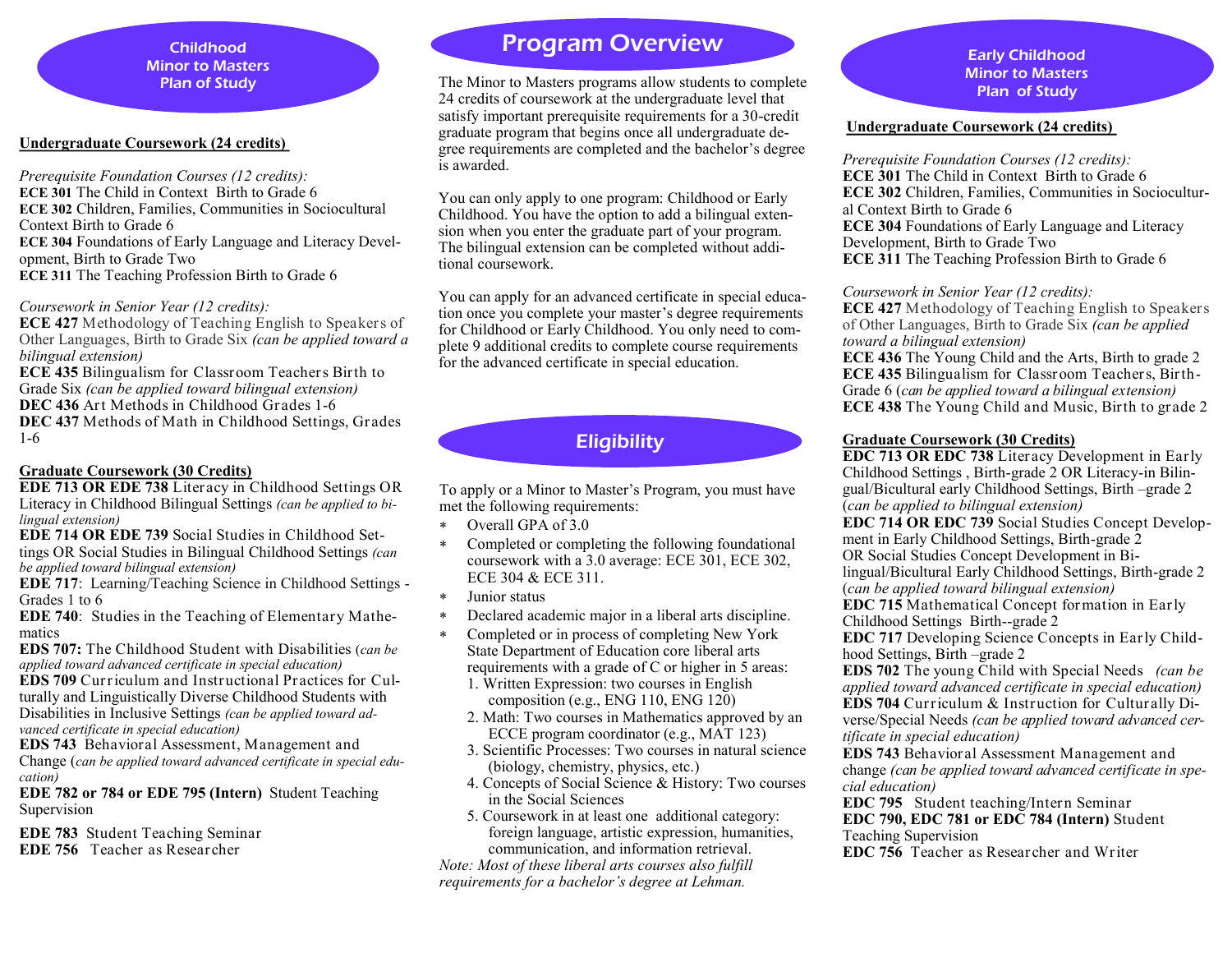## Childhood Minor to Masters Plan of Study

**Undergraduate Coursework (24 credits)**

*Prerequisite Foundation Courses (12 credits):*
**ECE 301** The Child in Context Birth to Grade 6
**ECE 302** Children, Families, Communities in Sociocultural Context Birth to Grade 6
**ECE 304** Foundations of Early Language and Literacy Development, Birth to Grade Two
**ECE 311** The Teaching Profession Birth to Grade 6

*Coursework in Senior Year (12 credits):*
**ECE 427** Methodology of Teaching English to Speakers of Other Languages, Birth to Grade Six *(can be applied toward a bilingual extension)*
**ECE 435** Bilingualism for Classroom Teachers Birth to Grade Six *(can be applied toward bilingual extension)*
**DEC 436** Art Methods in Childhood Grades 1-6
**DEC 437** Methods of Math in Childhood Settings, Grades 1-6

**Graduate Coursework (30 Credits)**
**EDE 713 OR EDE 738** Literacy in Childhood Settings OR Literacy in Childhood Bilingual Settings *(can be applied to bilingual extension)*
**EDE 714 OR EDE 739** Social Studies in Childhood Settings OR Social Studies in Bilingual Childhood Settings *(can be applied toward bilingual extension)*
**EDE 717**: Learning/Teaching Science in Childhood Settings - Grades 1 to 6
**EDE 740**: Studies in the Teaching of Elementary Mathematics
**EDS 707:** The Childhood Student with Disabilities (*can be applied toward advanced certificate in special education)*
**EDS 709** Curriculum and Instructional Practices for Culturally and Linguistically Diverse Childhood Students with Disabilities in Inclusive Settings *(can be applied toward advanced certificate in special education)*
**EDS 743** Behavioral Assessment, Management and Change (*can be applied toward advanced certificate in special education)*
**EDE 782 or 784 or EDE 795 (Intern)** Student Teaching Supervision
**EDE 783** Student Teaching Seminar
**EDE 756** Teacher as Researcher

## Program Overview

The Minor to Masters programs allow students to complete 24 credits of coursework at the undergraduate level that satisfy important prerequisite requirements for a 30-credit graduate program that begins once all undergraduate degree requirements are completed and the bachelor's degree is awarded.

You can only apply to one program: Childhood or Early Childhood. You have the option to add a bilingual extension when you enter the graduate part of your program. The bilingual extension can be completed without additional coursework.

You can apply for an advanced certificate in special education once you complete your master's degree requirements for Childhood or Early Childhood. You only need to complete 9 additional credits to complete course requirements for the advanced certificate in special education.

## Eligibility

To apply or a Minor to Master's Program, you must have met the following requirements:

* Overall GPA of 3.0
* Completed or completing the following foundational coursework with a 3.0 average: ECE 301, ECE 302, ECE 304 & ECE 311.
* Junior status
* Declared academic major in a liberal arts discipline.
* Completed or in process of completing New York State Department of Education core liberal arts requirements with a grade of C or higher in 5 areas:
  1. Written Expression: two courses in English composition (e.g., ENG 110, ENG 120)
  2. Math: Two courses in Mathematics approved by an ECCE program coordinator (e.g., MAT 123)
  3. Scientific Processes: Two courses in natural science (biology, chemistry, physics, etc.)
  4. Concepts of Social Science & History: Two courses in the Social Sciences
  5. Coursework in at least one additional category: foreign language, artistic expression, humanities, communication, and information retrieval.

*Note: Most of these liberal arts courses also fulfill requirements for a bachelor's degree at Lehman.*

## Early Childhood Minor to Masters Plan of Study

**Undergraduate Coursework (24 credits)**

*Prerequisite Foundation Courses (12 credits):*
**ECE 301** The Child in Context Birth to Grade 6
**ECE 302** Children, Families, Communities in Sociocultural Context Birth to Grade 6
**ECE 304** Foundations of Early Language and Literacy Development, Birth to Grade Two
**ECE 311** The Teaching Profession Birth to Grade 6

*Coursework in Senior Year (12 credits):*
**ECE 427** Methodology of Teaching English to Speakers of Other Languages, Birth to Grade Six *(can be applied toward a bilingual extension)*
**ECE 436** The Young Child and the Arts, Birth to grade 2
**ECE 435** Bilingualism for Classroom Teachers, Birth-Grade 6 (*can be applied toward a bilingual extension)*
**ECE 438** The Young Child and Music, Birth to grade 2

**Graduate Coursework (30 Credits)**
**EDC 713 OR EDC 738** Literacy Development in Early Childhood Settings , Birth-grade 2 OR Literacy-in Bilingual/Bicultural early Childhood Settings, Birth –grade 2 (*can be applied to bilingual extension)*
**EDC 714 OR EDC 739** Social Studies Concept Development in Early Childhood Settings, Birth-grade 2 OR Social Studies Concept Development in Bilingual/Bicultural Early Childhood Settings, Birth-grade 2 (*can be applied toward bilingual extension)*
**EDC 715** Mathematical Concept formation in Early Childhood Settings Birth--grade 2
**EDC 717** Developing Science Concepts in Early Childhood Settings, Birth –grade 2
**EDS 702** The young Child with Special Needs *(can be applied toward advanced certificate in special education)*
**EDS 704** Curriculum & Instruction for Culturally Diverse/Special Needs *(can be applied toward advanced certificate in special education)*
**EDS 743** Behavioral Assessment Management and change *(can be applied toward advanced certificate in special education)*
**EDC 795** Student teaching/Intern Seminar
**EDC 790, EDC 781 or EDC 784 (Intern)** Student Teaching Supervision
**EDC 756** Teacher as Researcher and Writer